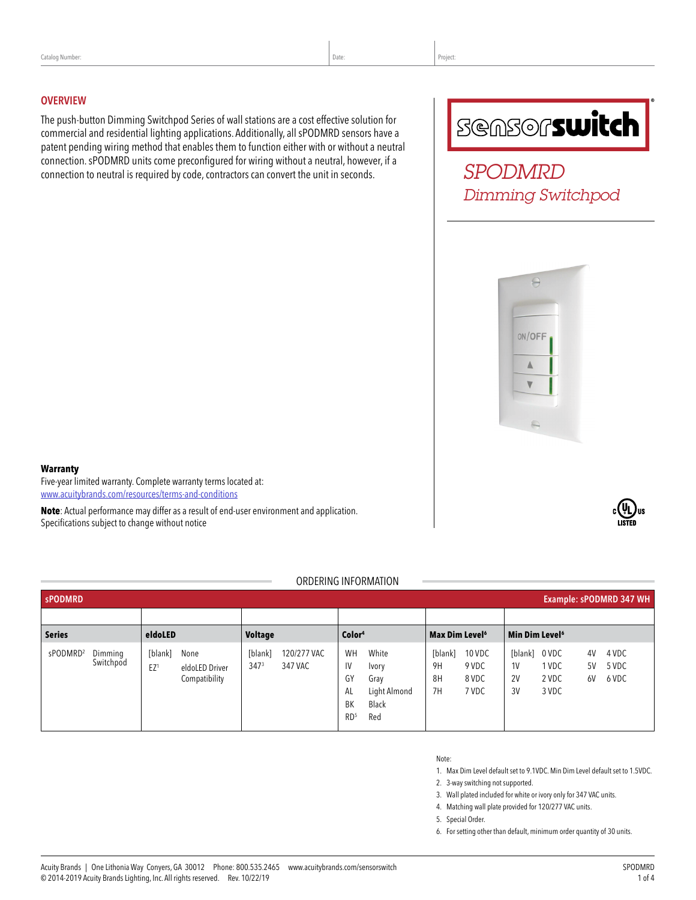Catalog Number: | Date: | Project:

## OVERVIEW

The push-button Dimming Switchpod Series of wall stations are a cost effective solution for commercial and residential lighting applications. Additionally, all sPODMRD sensors have a patent pending wiring method that enables them to function either with or without a neutral connection. sPODMRD units come preconfigured for wiring without a neutral, however, if a connection to neutral is required by code, contractors can convert the unit in seconds.

**sensorswitch**

# *SPODMRD*
## *Dimming Switchpod*

**Warranty**
Five-year limited warranty. Complete warranty terms located at:
www.acuitybrands.com/resources/terms-and-conditions

**Note**: Actual performance may differ as a result of end-user environment and application.
Specifications subject to change without notice

c UL us LISTED

## ORDERING INFORMATION

**sPODMRD** — **Example: sPODMRD 347 WH**

| Series | | eldoLED | | Voltage | | Color[4] | | Max Dim Level[6] | | Min Dim Level[6] | | | |
|---|---|---|---|---|---|---|---|---|---|---|---|---|---|
| sPODMRD[2] | Dimming Switchpod | [blank] | None | [blank] | 120/277 VAC | WH | White | [blank] | 10 VDC | [blank] | 0 VDC | 4V | 4 VDC |
| | | EZ[1] | eldoLED Driver Compatibility | 347[3] | 347 VAC | IV | Ivory | 9H | 9 VDC | 1V | 1 VDC | 5V | 5 VDC |
| | | | | | | GY | Gray | 8H | 8 VDC | 2V | 2 VDC | 6V | 6 VDC |
| | | | | | | AL | Light Almond | 7H | 7 VDC | 3V | 3 VDC | | |
| | | | | | | BK | Black | | | | | | |
| | | | | | | RD[5] | Red | | | | | | |

Note:

1. Max Dim Level default set to 9.1VDC. Min Dim Level default set to 1.5VDC.
2. 3-way switching not supported.
3. Wall plated included for white or ivory only for 347 VAC units.
4. Matching wall plate provided for 120/277 VAC units.
5. Special Order.
6. For setting other than default, minimum order quantity of 30 units.

Acuity Brands | One Lithonia Way Conyers, GA 30012 Phone: 800.535.2465 www.acuitybrands.com/sensorswitch
© 2014-2019 Acuity Brands Lighting, Inc. All rights reserved. Rev. 10/22/19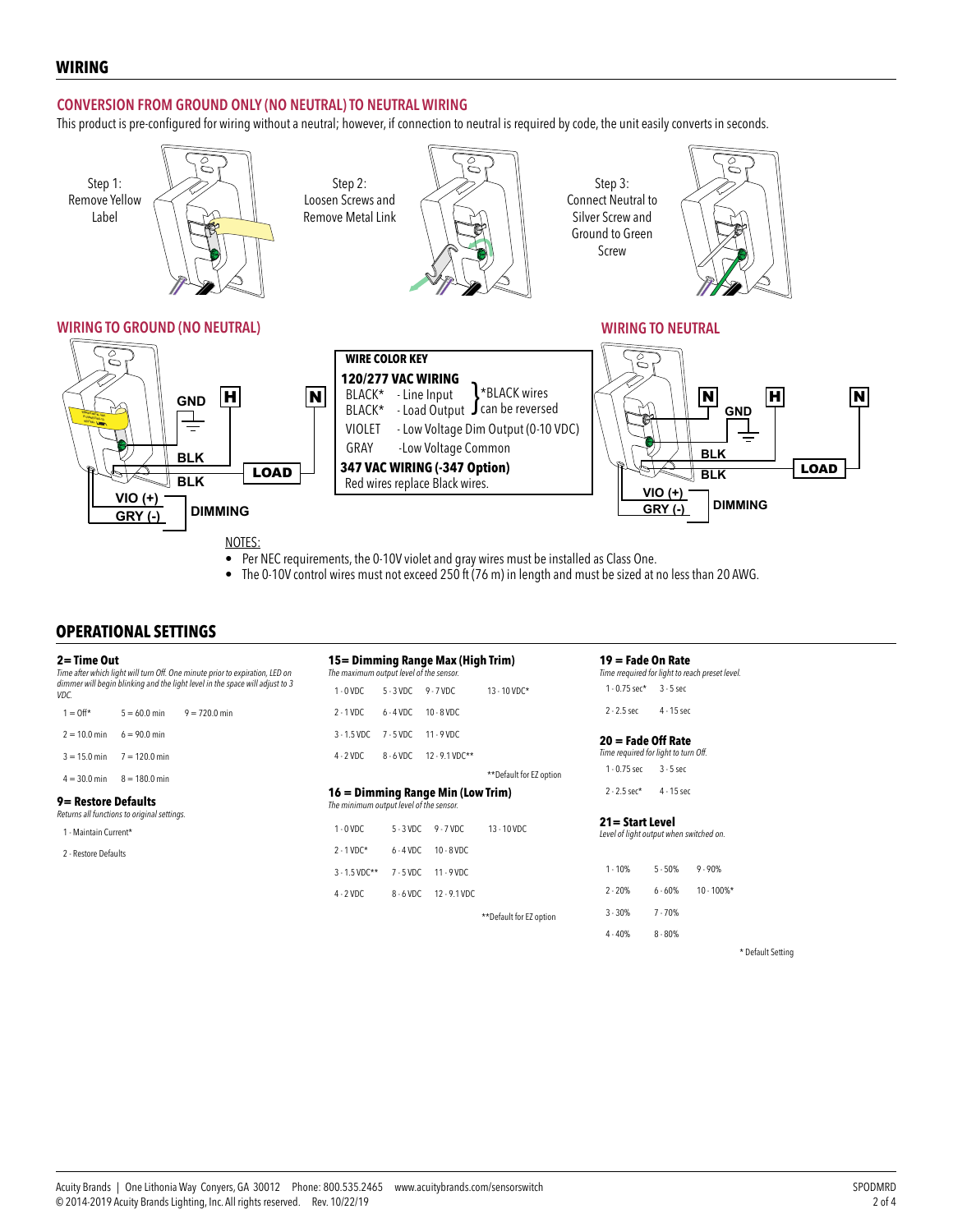## WIRING

### CONVERSION FROM GROUND ONLY (NO NEUTRAL) TO NEUTRAL WIRING

This product is pre-configured for wiring without a neutral; however, if connection to neutral is required by code, the unit easily converts in seconds.

Step 1: Remove Yellow Label

Step 2: Loosen Screws and Remove Metal Link

Step 3: Connect Neutral to Silver Screw and Ground to Green Screw

### WIRING TO GROUND (NO NEUTRAL)

GND, H, N, BLK, BLK, LOAD, VIO (+), GRY (-), DIMMING

**WIRE COLOR KEY**

**120/277 VAC WIRING**

- BLACK* - Line Input
- BLACK* - Load Output

*BLACK wires can be reversed

- VIOLET - Low Voltage Dim Output (0-10 VDC)
- GRAY - Low Voltage Common

**347 VAC WIRING (-347 Option)**

Red wires replace Black wires.

### WIRING TO NEUTRAL

N, GND, H, N, BLK, BLK, LOAD, VIO (+), GRY (-), DIMMING

NOTES:

- Per NEC requirements, the 0-10V violet and gray wires must be installed as Class One.
- The 0-10V control wires must not exceed 250 ft (76 m) in length and must be sized at no less than 20 AWG.

## OPERATIONAL SETTINGS

**2= Time Out**

*Time after which light will turn Off. One minute prior to expiration, LED on dimmer will begin blinking and the light level in the space will adjust to 3 VDC.*

| | | |
|---|---|---|
| 1 = Off* | 5 = 60.0 min | 9 = 720.0 min |
| 2 = 10.0 min | 6 = 90.0 min | |
| 3 = 15.0 min | 7 = 120.0 min | |
| 4 = 30.0 min | 8 = 180.0 min | |

**9= Restore Defaults**

*Returns all functions to original settings.*

1 - Maintain Current*

2 - Restore Defaults

**15= Dimming Range Max (High Trim)**

*The maximum output level of the sensor.*

| | | | |
|---|---|---|---|
| 1 - 0 VDC | 5 - 3 VDC | 9 - 7 VDC | 13 - 10 VDC* |
| 2 - 1 VDC | 6 - 4 VDC | 10 - 8 VDC | |
| 3 - 1.5 VDC | 7 - 5 VDC | 11 - 9 VDC | |
| 4 - 2 VDC | 8 - 6 VDC | 12 - 9.1 VDC** | |

**Default for EZ option

**16 = Dimming Range Min (Low Trim)**

*The minimum output level of the sensor.*

| | | | |
|---|---|---|---|
| 1 - 0 VDC | 5 - 3 VDC | 9 - 7 VDC | 13 - 10 VDC |
| 2 - 1 VDC* | 6 - 4 VDC | 10 - 8 VDC | |
| 3 - 1.5 VDC** | 7 - 5 VDC | 11 - 9 VDC | |
| 4 - 2 VDC | 8 - 6 VDC | 12 - 9.1 VDC | |

**Default for EZ option

**19 = Fade On Rate**

*Time rrequired for light to reach preset level.*

| | |
|---|---|
| 1 - 0.75 sec* | 3 - 5 sec |
| 2 - 2.5 sec | 4 - 15 sec |

**20 = Fade Off Rate**

*Time required for light to turn Off.*

| | |
|---|---|
| 1 - 0.75 sec | 3 - 5 sec |
| 2 - 2.5 sec* | 4 - 15 sec |

**21= Start Level**

*Level of light output when switched on.*

| | | |
|---|---|---|
| 1 - 10% | 5 - 50% | 9 - 90% |
| 2 - 20% | 6 - 60% | 10 - 100%* |
| 3 - 30% | 7 - 70% | |
| 4 - 40% | 8 - 80% | |

* Default Setting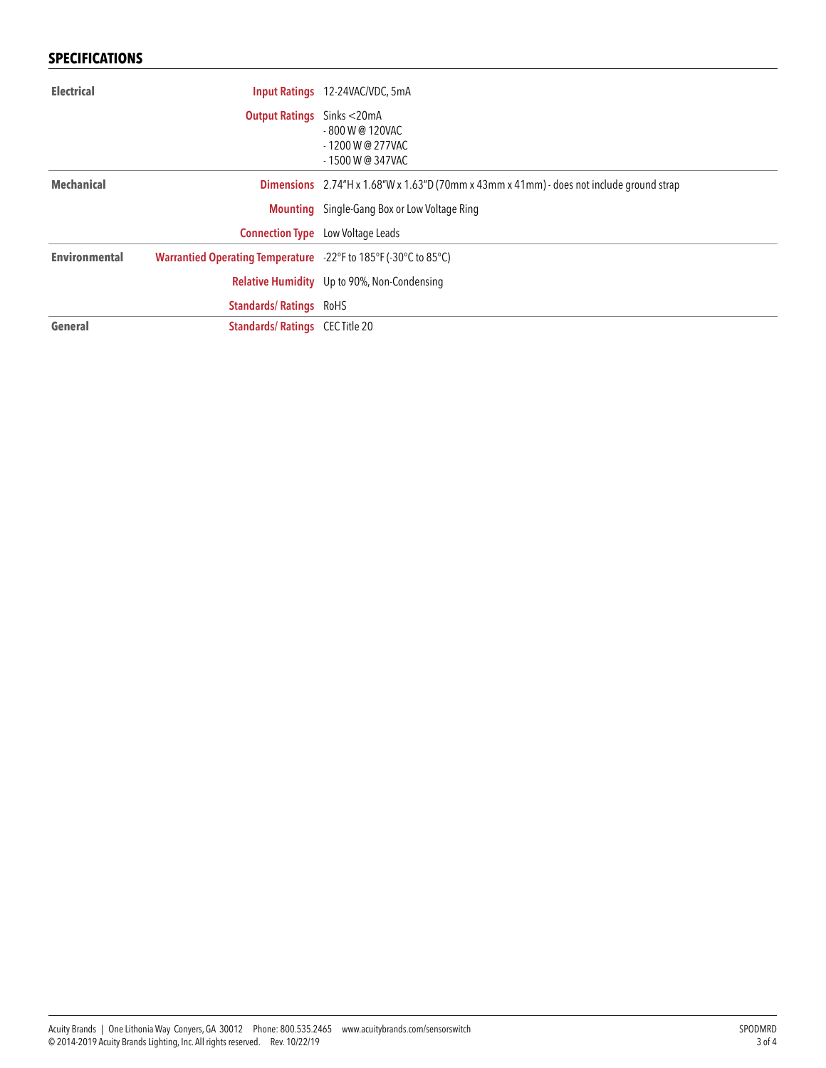## SPECIFICATIONS

| | | |
|---|---|---|
| **Electrical** | **Input Ratings** | 12-24VAC/VDC, 5mA |
| | **Output Ratings** | Sinks <20mA<br>- 800 W @ 120VAC<br>- 1200 W @ 277VAC<br>- 1500 W @ 347VAC |
| **Mechanical** | **Dimensions** | 2.74"H x 1.68"W x 1.63"D (70mm x 43mm x 41mm) - does not include ground strap |
| | **Mounting** | Single-Gang Box or Low Voltage Ring |
| | **Connection Type** | Low Voltage Leads |
| **Environmental** | **Warrantied Operating Temperature** | -22°F to 185°F (-30°C to 85°C) |
| | **Relative Humidity** | Up to 90%, Non-Condensing |
| | **Standards/ Ratings** | RoHS |
| **General** | **Standards/ Ratings** | CEC Title 20 |

Acuity Brands | One Lithonia Way Conyers, GA 30012 Phone: 800.535.2465 www.acuitybrands.com/sensorswitch
© 2014-2019 Acuity Brands Lighting, Inc. All rights reserved. Rev. 10/22/19

SPODMRD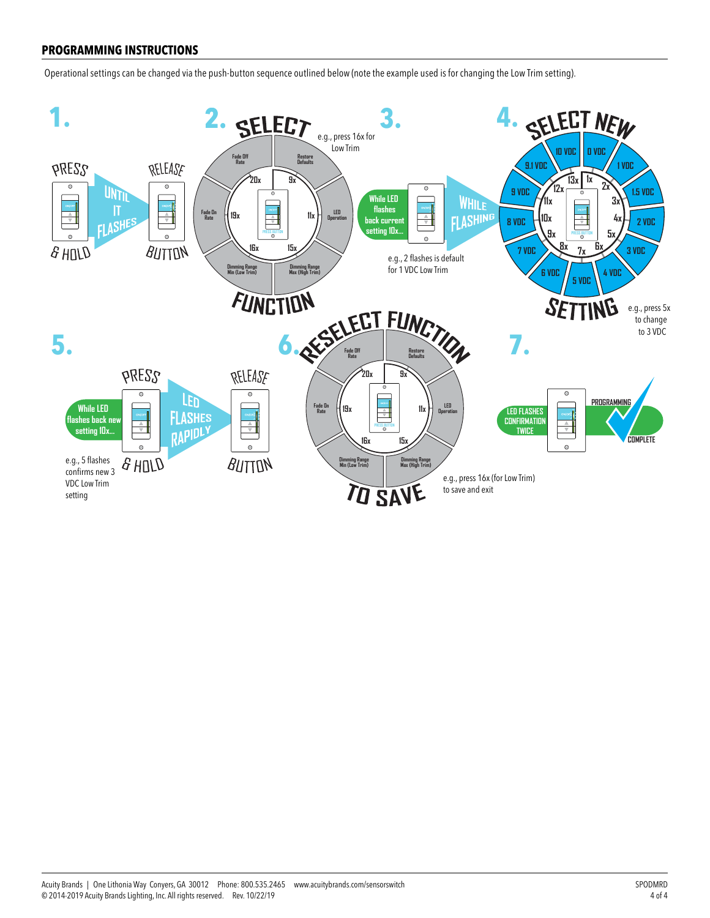## PROGRAMMING INSTRUCTIONS

Operational settings can be changed via the push-button sequence outlined below (note the example used is for changing the Low Trim setting).

**1.** PRESS & HOLD — UNTIL IT FLASHES — RELEASE BUTTON

**2.** SELECT FUNCTION

e.g., press 16x for Low Trim

Fade Off Rate — 20x
Restore Defaults — 9x
LED Operation — 11x
Dimming Range Max (High Trim) — 15x
Dimming Range Min (Low Trim) — 16x
Fade On Rate — 19x

**3.** While LED flashes back current setting 10x... — WHILE FLASHING

e.g., 2 flashes is default for 1 VDC Low Trim

**4.** SELECT NEW SETTING

1x — 0 VDC
2x — 1 VDC
3x — 1.5 VDC
4x — 2 VDC
5x — 3 VDC
6x — 4 VDC
7x — 5 VDC
8x — 6 VDC
9x — 7 VDC
10x — 8 VDC
11x — 9 VDC
12x — 9.1 VDC
13x — 10 VDC

e.g., press 5x to change to 3 VDC

**5.** While LED flashes back new setting 10x... — PRESS & HOLD — LED FLASHES RAPIDLY — RELEASE BUTTON

e.g., 5 flashes confirms new 3 VDC Low Trim setting

**6.** RESELECT FUNCTION TO SAVE

Fade Off Rate — 20x
Restore Defaults — 9x
LED Operation — 11x
Dimming Range Max (High Trim) — 15x
Dimming Range Min (Low Trim) — 16x
Fade On Rate — 19x

e.g., press 16x (for Low Trim) to save and exit

**7.** LED FLASHES CONFIRMATION TWICE — PROGRAMMING COMPLETE